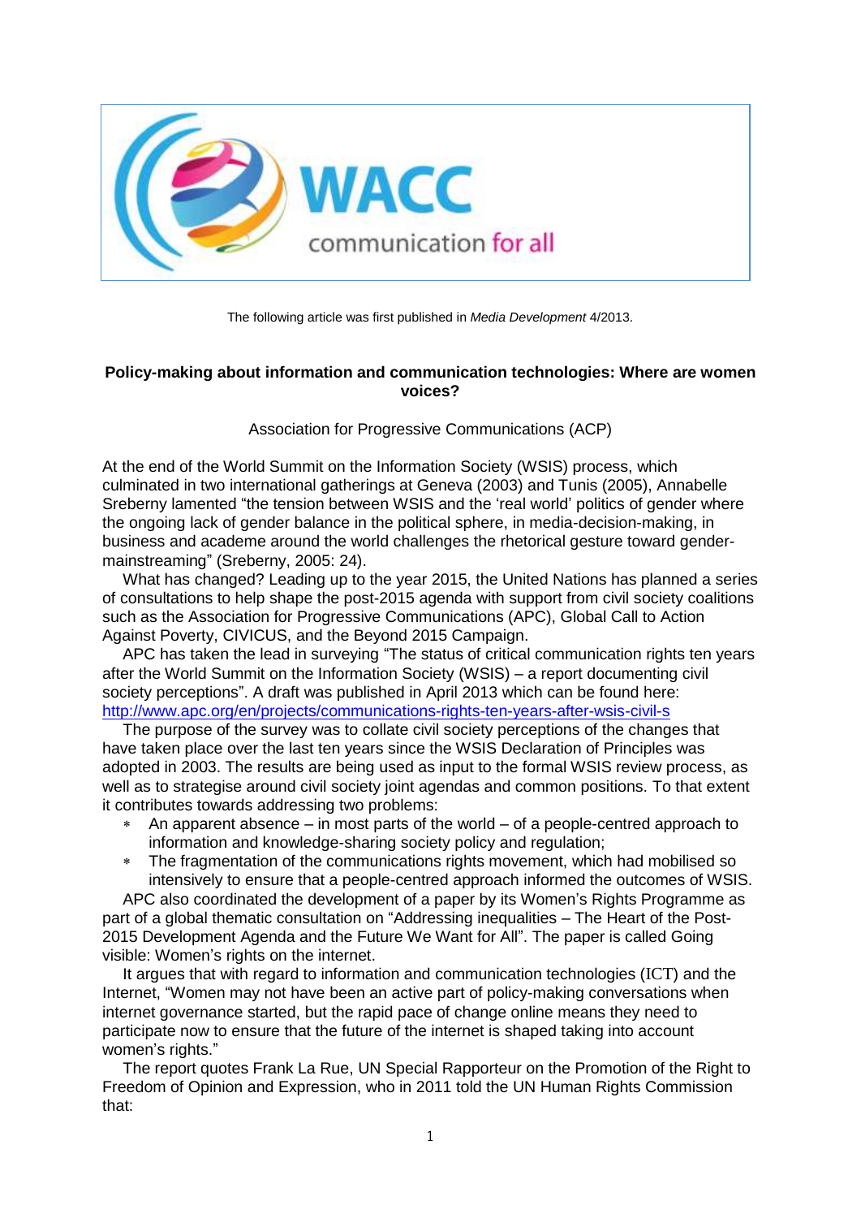The following article was first published in *Media Development* 4/2013.

**Policy-making about information and communication technologies: Where are women voices?**

Association for Progressive Communications (ACP)

At the end of the World Summit on the Information Society (WSIS) process, which culminated in two international gatherings at Geneva (2003) and Tunis (2005), Annabelle Sreberny lamented "the tension between WSIS and the 'real world' politics of gender where the ongoing lack of gender balance in the political sphere, in media-decision-making, in business and academe around the world challenges the rhetorical gesture toward gender-mainstreaming" (Sreberny, 2005: 24).

What has changed? Leading up to the year 2015, the United Nations has planned a series of consultations to help shape the post-2015 agenda with support from civil society coalitions such as the Association for Progressive Communications (APC), Global Call to Action Against Poverty, CIVICUS, and the Beyond 2015 Campaign.

APC has taken the lead in surveying "The status of critical communication rights ten years after the World Summit on the Information Society (WSIS) – a report documenting civil society perceptions". A draft was published in April 2013 which can be found here: http://www.apc.org/en/projects/communications-rights-ten-years-after-wsis-civil-s

The purpose of the survey was to collate civil society perceptions of the changes that have taken place over the last ten years since the WSIS Declaration of Principles was adopted in 2003. The results are being used as input to the formal WSIS review process, as well as to strategise around civil society joint agendas and common positions. To that extent it contributes towards addressing two problems:

* An apparent absence – in most parts of the world – of a people-centred approach to information and knowledge-sharing society policy and regulation;
* The fragmentation of the communications rights movement, which had mobilised so intensively to ensure that a people-centred approach informed the outcomes of WSIS.

APC also coordinated the development of a paper by its Women's Rights Programme as part of a global thematic consultation on "Addressing inequalities – The Heart of the Post-2015 Development Agenda and the Future We Want for All". The paper is called Going visible: Women's rights on the internet.

It argues that with regard to information and communication technologies (ICT) and the Internet, "Women may not have been an active part of policy-making conversations when internet governance started, but the rapid pace of change online means they need to participate now to ensure that the future of the internet is shaped taking into account women's rights."

The report quotes Frank La Rue, UN Special Rapporteur on the Promotion of the Right to Freedom of Opinion and Expression, who in 2011 told the UN Human Rights Commission that: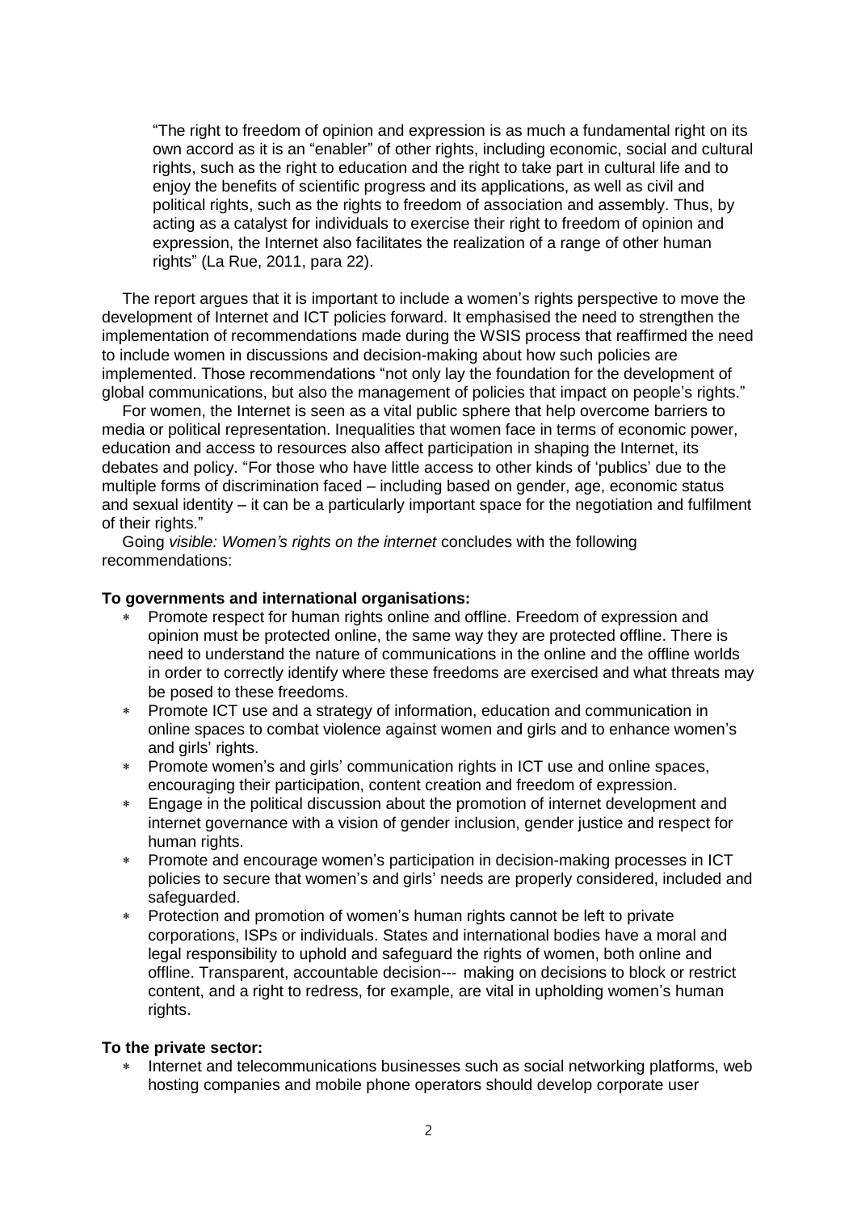> "The right to freedom of opinion and expression is as much a fundamental right on its own accord as it is an "enabler" of other rights, including economic, social and cultural rights, such as the right to education and the right to take part in cultural life and to enjoy the benefits of scientific progress and its applications, as well as civil and political rights, such as the rights to freedom of association and assembly. Thus, by acting as a catalyst for individuals to exercise their right to freedom of opinion and expression, the Internet also facilitates the realization of a range of other human rights" (La Rue, 2011, para 22).

The report argues that it is important to include a women's rights perspective to move the development of Internet and ICT policies forward. It emphasised the need to strengthen the implementation of recommendations made during the WSIS process that reaffirmed the need to include women in discussions and decision-making about how such policies are implemented. Those recommendations "not only lay the foundation for the development of global communications, but also the management of policies that impact on people's rights."

For women, the Internet is seen as a vital public sphere that help overcome barriers to media or political representation. Inequalities that women face in terms of economic power, education and access to resources also affect participation in shaping the Internet, its debates and policy. "For those who have little access to other kinds of 'publics' due to the multiple forms of discrimination faced – including based on gender, age, economic status and sexual identity – it can be a particularly important space for the negotiation and fulfilment of their rights."

Going *visible: Women's rights on the internet* concludes with the following recommendations:

**To governments and international organisations:**

- Promote respect for human rights online and offline. Freedom of expression and opinion must be protected online, the same way they are protected offline. There is need to understand the nature of communications in the online and the offline worlds in order to correctly identify where these freedoms are exercised and what threats may be posed to these freedoms.
- Promote ICT use and a strategy of information, education and communication in online spaces to combat violence against women and girls and to enhance women's and girls' rights.
- Promote women's and girls' communication rights in ICT use and online spaces, encouraging their participation, content creation and freedom of expression.
- Engage in the political discussion about the promotion of internet development and internet governance with a vision of gender inclusion, gender justice and respect for human rights.
- Promote and encourage women's participation in decision-making processes in ICT policies to secure that women's and girls' needs are properly considered, included and safeguarded.
- Protection and promotion of women's human rights cannot be left to private corporations, ISPs or individuals. States and international bodies have a moral and legal responsibility to uphold and safeguard the rights of women, both online and offline. Transparent, accountable decision--- making on decisions to block or restrict content, and a right to redress, for example, are vital in upholding women's human rights.

**To the private sector:**

- Internet and telecommunications businesses such as social networking platforms, web hosting companies and mobile phone operators should develop corporate user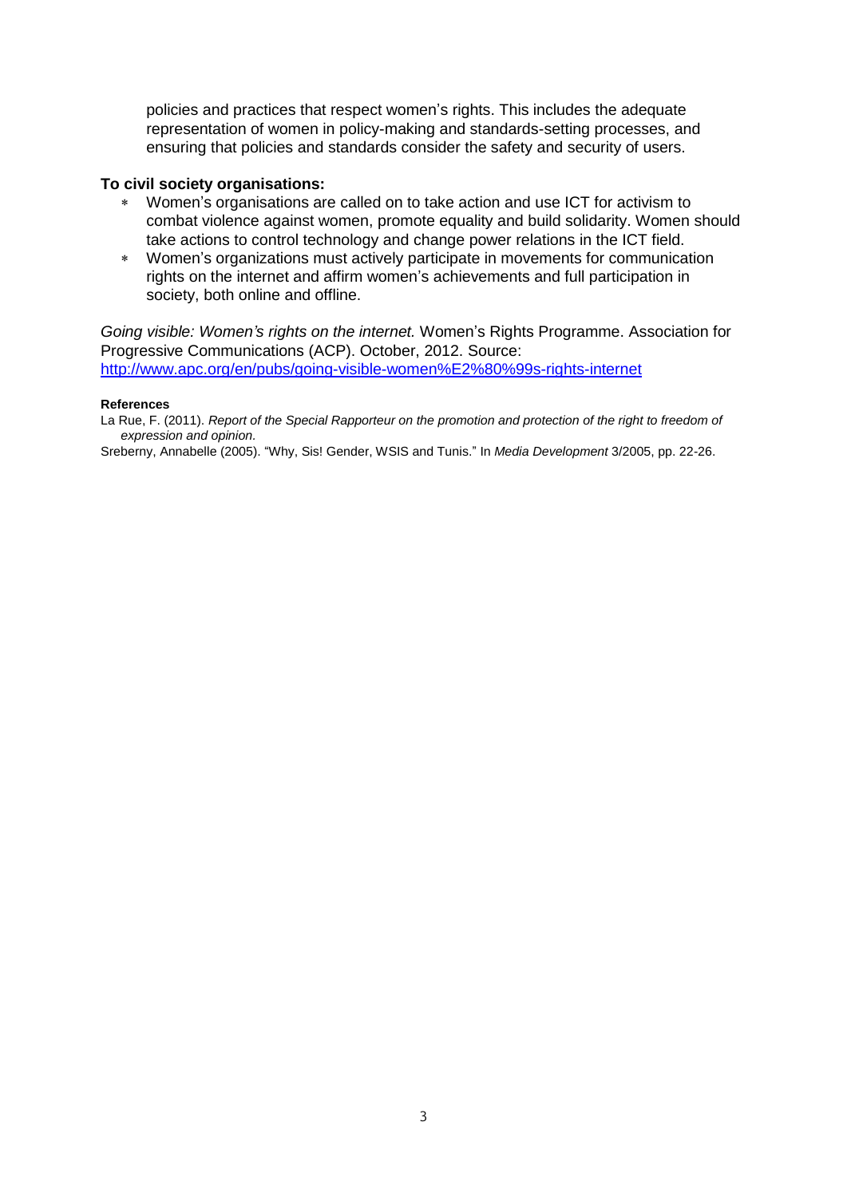policies and practices that respect women's rights. This includes the adequate representation of women in policy-making and standards-setting processes, and ensuring that policies and standards consider the safety and security of users.

**To civil society organisations:**

* Women's organisations are called on to take action and use ICT for activism to combat violence against women, promote equality and build solidarity. Women should take actions to control technology and change power relations in the ICT field.
* Women's organizations must actively participate in movements for communication rights on the internet and affirm women's achievements and full participation in society, both online and offline.

*Going visible: Women's rights on the internet.* Women's Rights Programme. Association for Progressive Communications (ACP). October, 2012. Source: [http://www.apc.org/en/pubs/going-visible-women%E2%80%99s-rights-internet](http://www.apc.org/en/pubs/going-visible-women%E2%80%99s-rights-internet)

**References**

La Rue, F. (2011). *Report of the Special Rapporteur on the promotion and protection of the right to freedom of expression and opinion.*

Sreberny, Annabelle (2005). "Why, Sis! Gender, WSIS and Tunis." In *Media Development* 3/2005, pp. 22-26.